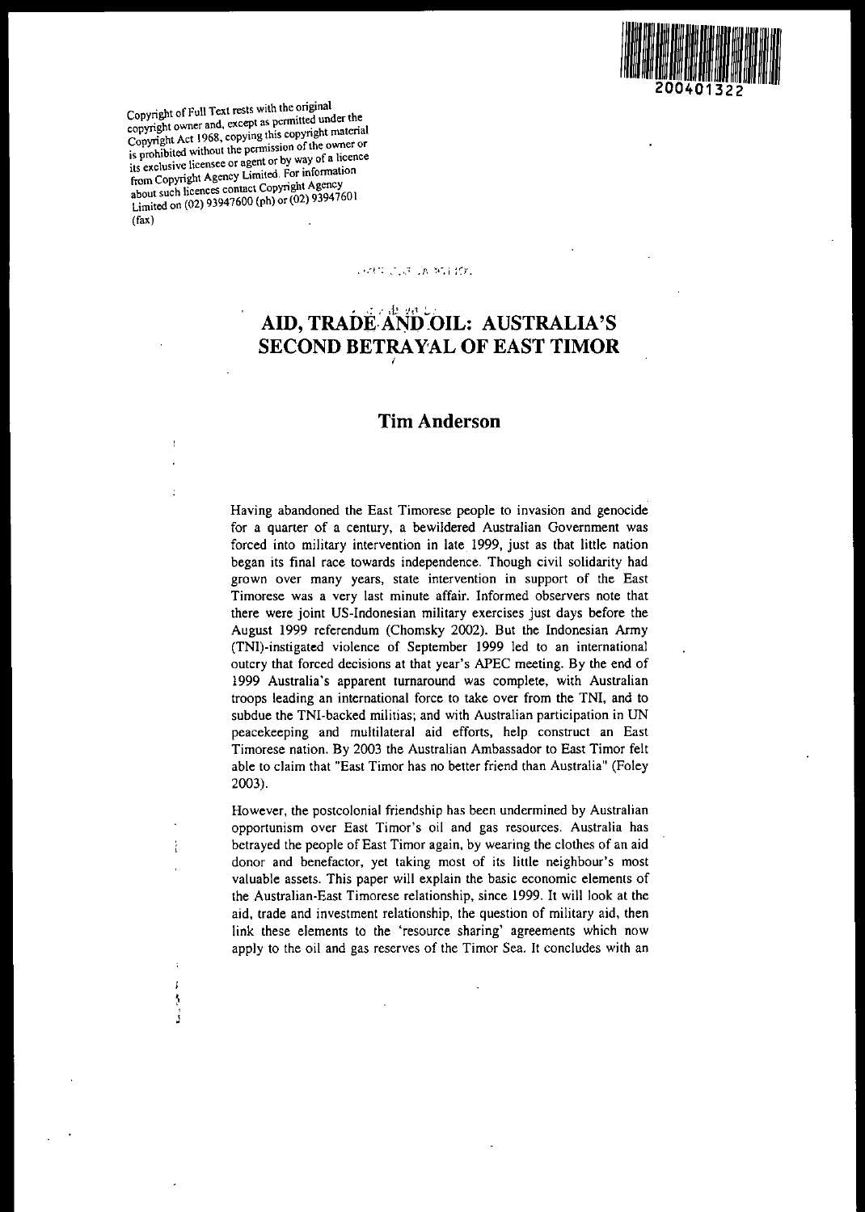Copyright of Full Text rests with the original copyright owner and, except as permitted under the Copyright Act 1968, copying this copyright material is prohibited without the permission of the owner or its exclusive licensee or agent or by way of a licence from Copyright Agency Limited. For information about such licences contact Copyright Agency Limited on (02) 93947600 (ph) or (02) 93947601 (fax)

# AID, TRADE AND OIL: AUSTRALIA'S SECOND BETRAYAL OF EAST TIMOR

## Tim Anderson

Having abandoned the East Timorese people to invasion and genocide for a quarter of a century, a bewildered Australian Government was forced into military intervention in late 1999, just as that little nation began its final race towards independence. Though civil solidarity had grown over many years, state intervention in support of the East Timorese was a very last minute affair. Informed observers note that there were joint US-Indonesian military exercises just days before the August 1999 referendum (Chomsky 2002). But the Indonesian Army (TNI)-instigated violence of September 1999 led to an international outcry that forced decisions at that year's APEC meeting. By the end of 1999 Australia's apparent turnaround was complete, with Australian troops leading an international force to take over from the TNI, and to subdue the TNI-backed militias; and with Australian participation in UN peacekeeping and multilateral aid efforts, help construct an East Timorese nation. By 2003 the Australian Ambassador to East Timor felt able to claim that "East Timor has no better friend than Australia" (Foley 2003).

However, the postcolonial friendship has been undermined by Australian opportunism over East Timor's oil and gas resources. Australia has betrayed the people of East Timor again, by wearing the clothes of an aid donor and benefactor, yet taking most of its little neighbour's most valuable assets. This paper will explain the basic economic elements of the Australian-East Timorese relationship, since 1999. It will look at the aid, trade and investment relationship, the question of military aid, then link these elements to the 'resource sharing' agreements which now apply to the oil and gas reserves of the Timor Sea. It concludes with an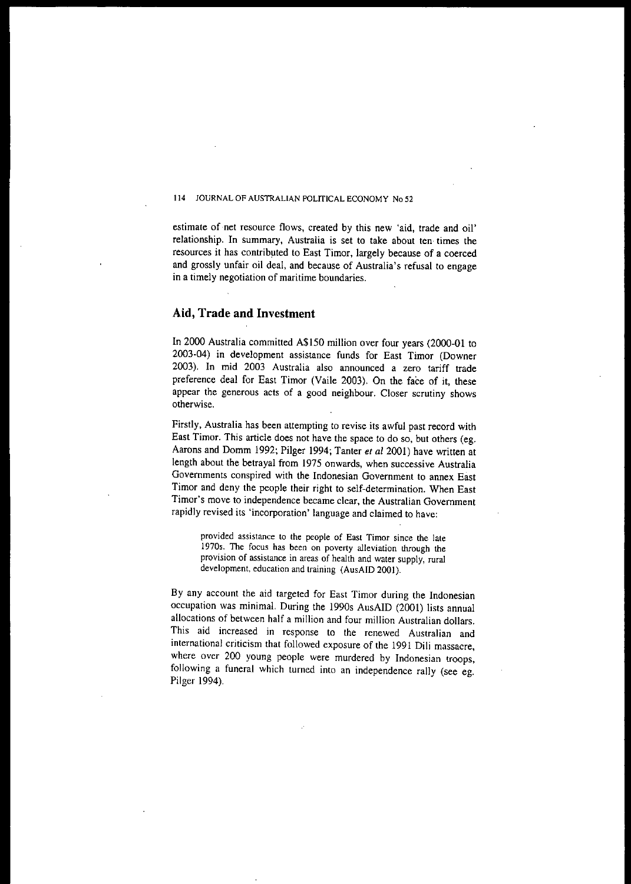estimate of net resource flows, created by this new 'aid, trade and oil' relationship. In summary, Australia is set to take about ten times the resources it has contributed to East Timor, largely because of a coerced and grossly unfair oil deal, and because of Australia's refusal to engage in a timely negotiation of maritime boundaries.

## Aid, Trade and Investment

In 2000 Australia committed A$150 million over four years (2000-01 to 2003-04) in development assistance funds for East Timor (Downer 2003). In mid 2003 Australia also announced a zero tariff trade preference deal for East Timor (Vaile 2003). On the face of it, these appear the generous acts of a good neighbour. Closer scrutiny shows otherwise.

Firstly, Australia has been attempting to revise its awful past record with East Timor. This article does not have the space to do so, but others (eg. Aarons and Domm 1992; Pilger 1994; Tanter *et al* 2001) have written at length about the betrayal from 1975 onwards, when successive Australia Governments conspired with the Indonesian Government to annex East Timor and deny the people their right to self-determination. When East Timor's move to independence became clear, the Australian Government rapidly revised its 'incorporation' language and claimed to have:

> provided assistance to the people of East Timor since the late 1970s. The focus has been on poverty alleviation through the provision of assistance in areas of health and water supply, rural development, education and training (AusAID 2001).

By any account the aid targeted for East Timor during the Indonesian occupation was minimal. During the 1990s AusAID (2001) lists annual allocations of between half a million and four million Australian dollars. This aid increased in response to the renewed Australian and international criticism that followed exposure of the 1991 Dili massacre, where over 200 young people were murdered by Indonesian troops, following a funeral which turned into an independence rally (see eg. Pilger 1994).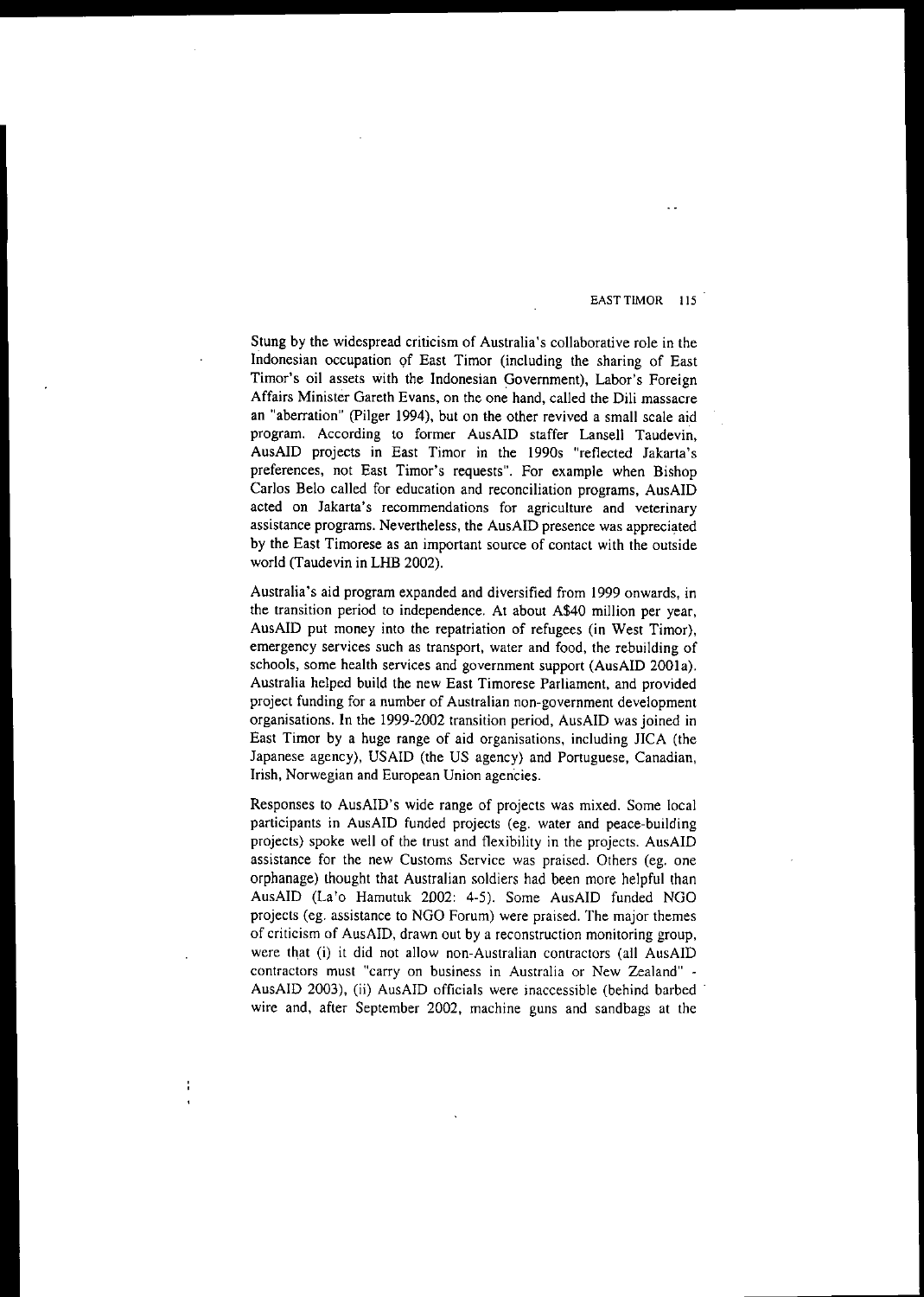Stung by the widespread criticism of Australia's collaborative role in the Indonesian occupation of East Timor (including the sharing of East Timor's oil assets with the Indonesian Government), Labor's Foreign Affairs Minister Gareth Evans, on the one hand, called the Dili massacre an "aberration" (Pilger 1994), but on the other revived a small scale aid program. According to former AusAID staffer Lansell Taudevin, AusAID projects in East Timor in the 1990s "reflected Jakarta's preferences, not East Timor's requests". For example when Bishop Carlos Belo called for education and reconciliation programs, AusAID acted on Jakarta's recommendations for agriculture and veterinary assistance programs. Nevertheless, the AusAID presence was appreciated by the East Timorese as an important source of contact with the outside world (Taudevin in LHB 2002).

Australia's aid program expanded and diversified from 1999 onwards, in the transition period to independence. At about A$40 million per year, AusAID put money into the repatriation of refugees (in West Timor), emergency services such as transport, water and food, the rebuilding of schools, some health services and government support (AusAID 2001a). Australia helped build the new East Timorese Parliament, and provided project funding for a number of Australian non-government development organisations. In the 1999-2002 transition period, AusAID was joined in East Timor by a huge range of aid organisations, including JICA (the Japanese agency), USAID (the US agency) and Portuguese, Canadian, Irish, Norwegian and European Union agencies.

Responses to AusAID's wide range of projects was mixed. Some local participants in AusAID funded projects (eg. water and peace-building projects) spoke well of the trust and flexibility in the projects. AusAID assistance for the new Customs Service was praised. Others (eg. one orphanage) thought that Australian soldiers had been more helpful than AusAID (La'o Hamutuk 2002: 4-5). Some AusAID funded NGO projects (eg. assistance to NGO Forum) were praised. The major themes of criticism of AusAID, drawn out by a reconstruction monitoring group, were that (i) it did not allow non-Australian contractors (all AusAID contractors must "carry on business in Australia or New Zealand" - AusAID 2003), (ii) AusAID officials were inaccessible (behind barbed wire and, after September 2002, machine guns and sandbags at the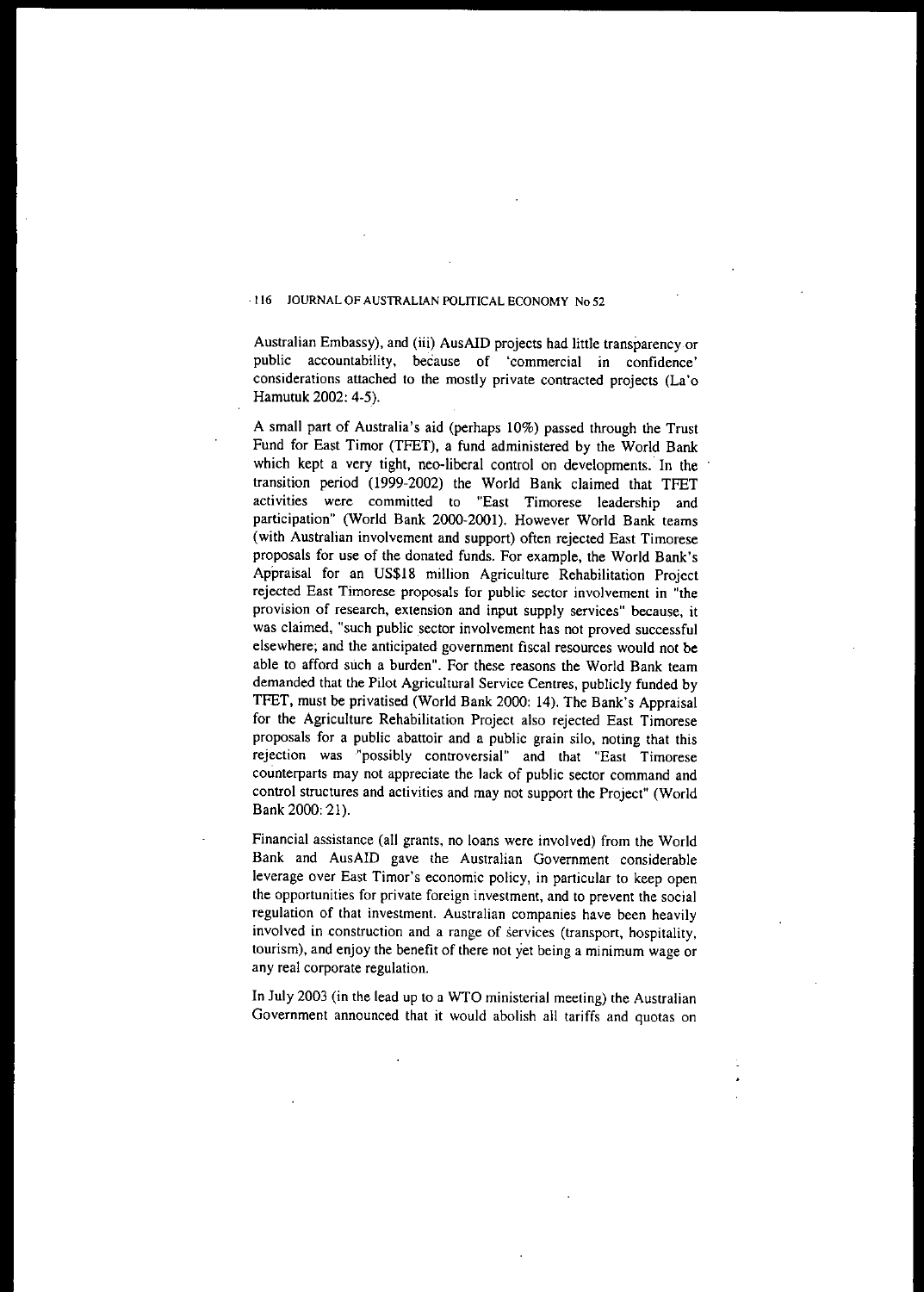Australian Embassy), and (iii) AusAID projects had little transparency or public accountability, because of 'commercial in confidence' considerations attached to the mostly private contracted projects (La'o Hamutuk 2002: 4-5).

A small part of Australia's aid (perhaps 10%) passed through the Trust Fund for East Timor (TFET), a fund administered by the World Bank which kept a very tight, neo-liberal control on developments. In the transition period (1999-2002) the World Bank claimed that TFET activities were committed to "East Timorese leadership and participation" (World Bank 2000-2001). However World Bank teams (with Australian involvement and support) often rejected East Timorese proposals for use of the donated funds. For example, the World Bank's Appraisal for an US$18 million Agriculture Rehabilitation Project rejected East Timorese proposals for public sector involvement in "the provision of research, extension and input supply services" because, it was claimed, "such public sector involvement has not proved successful elsewhere; and the anticipated government fiscal resources would not be able to afford such a burden". For these reasons the World Bank team demanded that the Pilot Agricultural Service Centres, publicly funded by TFET, must be privatised (World Bank 2000: 14). The Bank's Appraisal for the Agriculture Rehabilitation Project also rejected East Timorese proposals for a public abattoir and a public grain silo, noting that this rejection was "possibly controversial" and that "East Timorese counterparts may not appreciate the lack of public sector command and control structures and activities and may not support the Project" (World Bank 2000: 21).

Financial assistance (all grants, no loans were involved) from the World Bank and AusAID gave the Australian Government considerable leverage over East Timor's economic policy, in particular to keep open the opportunities for private foreign investment, and to prevent the social regulation of that investment. Australian companies have been heavily involved in construction and a range of services (transport, hospitality, tourism), and enjoy the benefit of there not yet being a minimum wage or any real corporate regulation.

In July 2003 (in the lead up to a WTO ministerial meeting) the Australian Government announced that it would abolish all tariffs and quotas on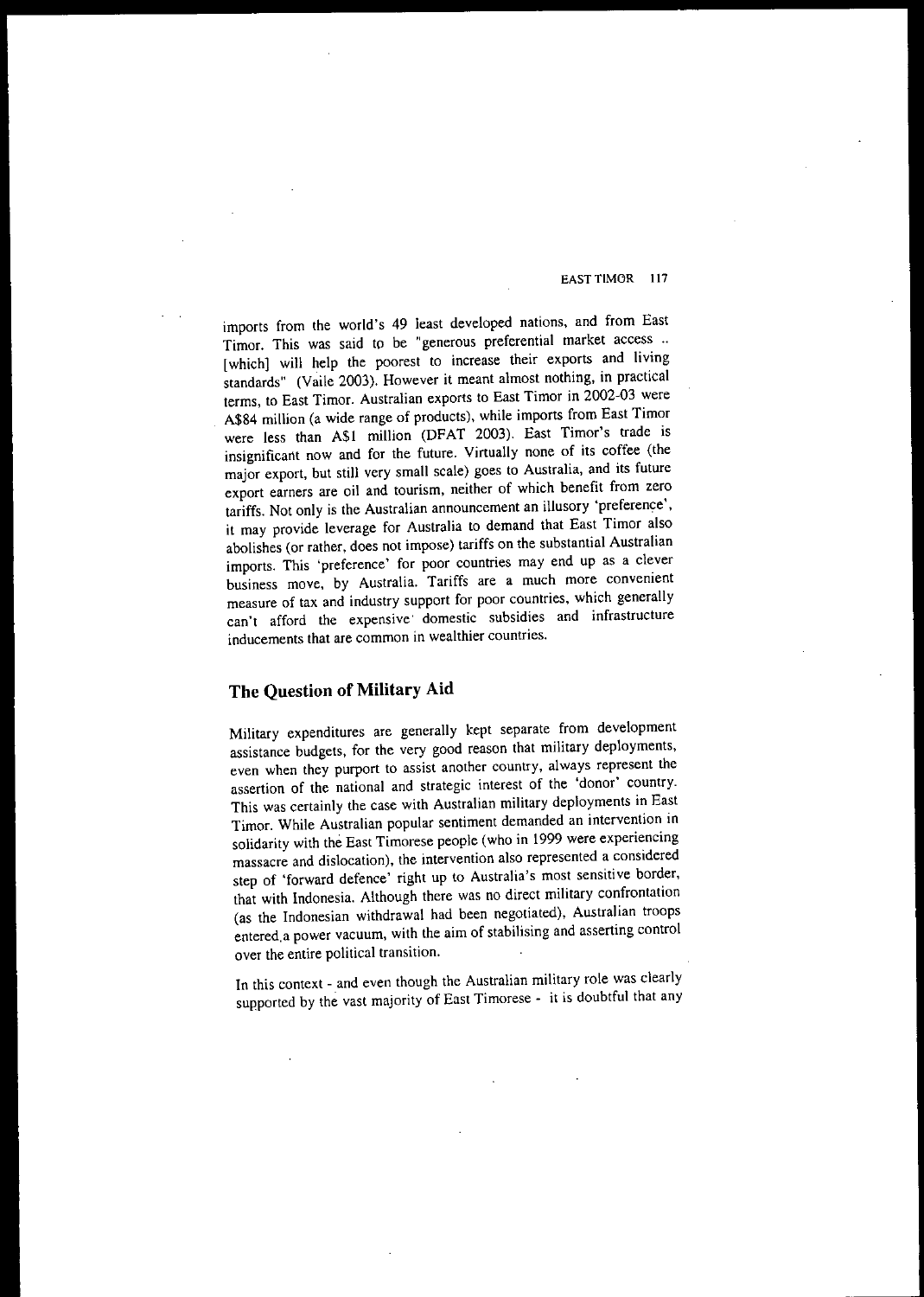imports from the world's 49 least developed nations, and from East Timor. This was said to be "generous preferential market access .. [which] will help the poorest to increase their exports and living standards" (Vaile 2003). However it meant almost nothing, in practical terms, to East Timor. Australian exports to East Timor in 2002-03 were A$84 million (a wide range of products), while imports from East Timor were less than A$1 million (DFAT 2003). East Timor's trade is insignificant now and for the future. Virtually none of its coffee (the major export, but still very small scale) goes to Australia, and its future export earners are oil and tourism, neither of which benefit from zero tariffs. Not only is the Australian announcement an illusory 'preference', it may provide leverage for Australia to demand that East Timor also abolishes (or rather, does not impose) tariffs on the substantial Australian imports. This 'preference' for poor countries may end up as a clever business move, by Australia. Tariffs are a much more convenient measure of tax and industry support for poor countries, which generally can't afford the expensive domestic subsidies and infrastructure inducements that are common in wealthier countries.

## The Question of Military Aid

Military expenditures are generally kept separate from development assistance budgets, for the very good reason that military deployments, even when they purport to assist another country, always represent the assertion of the national and strategic interest of the 'donor' country. This was certainly the case with Australian military deployments in East Timor. While Australian popular sentiment demanded an intervention in solidarity with the East Timorese people (who in 1999 were experiencing massacre and dislocation), the intervention also represented a considered step of 'forward defence' right up to Australia's most sensitive border, that with Indonesia. Although there was no direct military confrontation (as the Indonesian withdrawal had been negotiated), Australian troops entered a power vacuum, with the aim of stabilising and asserting control over the entire political transition.

In this context - and even though the Australian military role was clearly supported by the vast majority of East Timorese - it is doubtful that any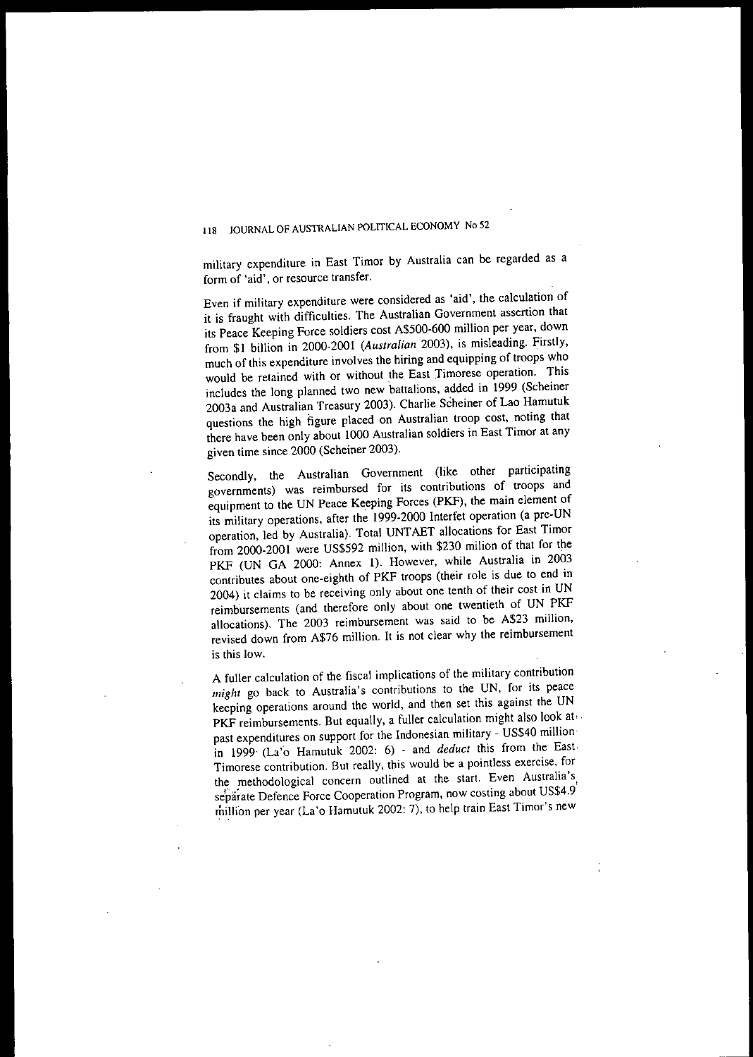military expenditure in East Timor by Australia can be regarded as a form of 'aid', or resource transfer.

Even if military expenditure were considered as 'aid', the calculation of it is fraught with difficulties. The Australian Government assertion that its Peace Keeping Force soldiers cost A$500-600 million per year, down from $1 billion in 2000-2001 (*Australian* 2003), is misleading. Firstly, much of this expenditure involves the hiring and equipping of troops who would be retained with or without the East Timorese operation. This includes the long planned two new battalions, added in 1999 (Scheiner 2003a and Australian Treasury 2003). Charlie Scheiner of Lao Hamutuk questions the high figure placed on Australian troop cost, noting that there have been only about 1000 Australian soldiers in East Timor at any given time since 2000 (Scheiner 2003).

Secondly, the Australian Government (like other participating governments) was reimbursed for its contributions of troops and equipment to the UN Peace Keeping Forces (PKF), the main element of its military operations, after the 1999-2000 Interfet operation (a pre-UN operation, led by Australia). Total UNTAET allocations for East Timor from 2000-2001 were US$592 million, with $230 milion of that for the PKF (UN GA 2000: Annex 1). However, while Australia in 2003 contributes about one-eighth of PKF troops (their role is due to end in 2004) it claims to be receiving only about one tenth of their cost in UN reimbursements (and therefore only about one twentieth of UN PKF allocations). The 2003 reimbursement was said to be A$23 million, revised down from A$76 million. It is not clear why the reimbursement is this low.

A fuller calculation of the fiscal implications of the military contribution *might* go back to Australia's contributions to the UN, for its peace keeping operations around the world, and then set this against the UN PKF reimbursements. But equally, a fuller calculation might also look at past expenditures on support for the Indonesian military - US$40 million in 1999 (La'o Hamutuk 2002: 6) - and *deduct* this from the East Timorese contribution. But really, this would be a pointless exercise, for the methodological concern outlined at the start. Even Australia's separate Defence Force Cooperation Program, now costing about US$4.9 million per year (La'o Hamutuk 2002: 7), to help train East Timor's new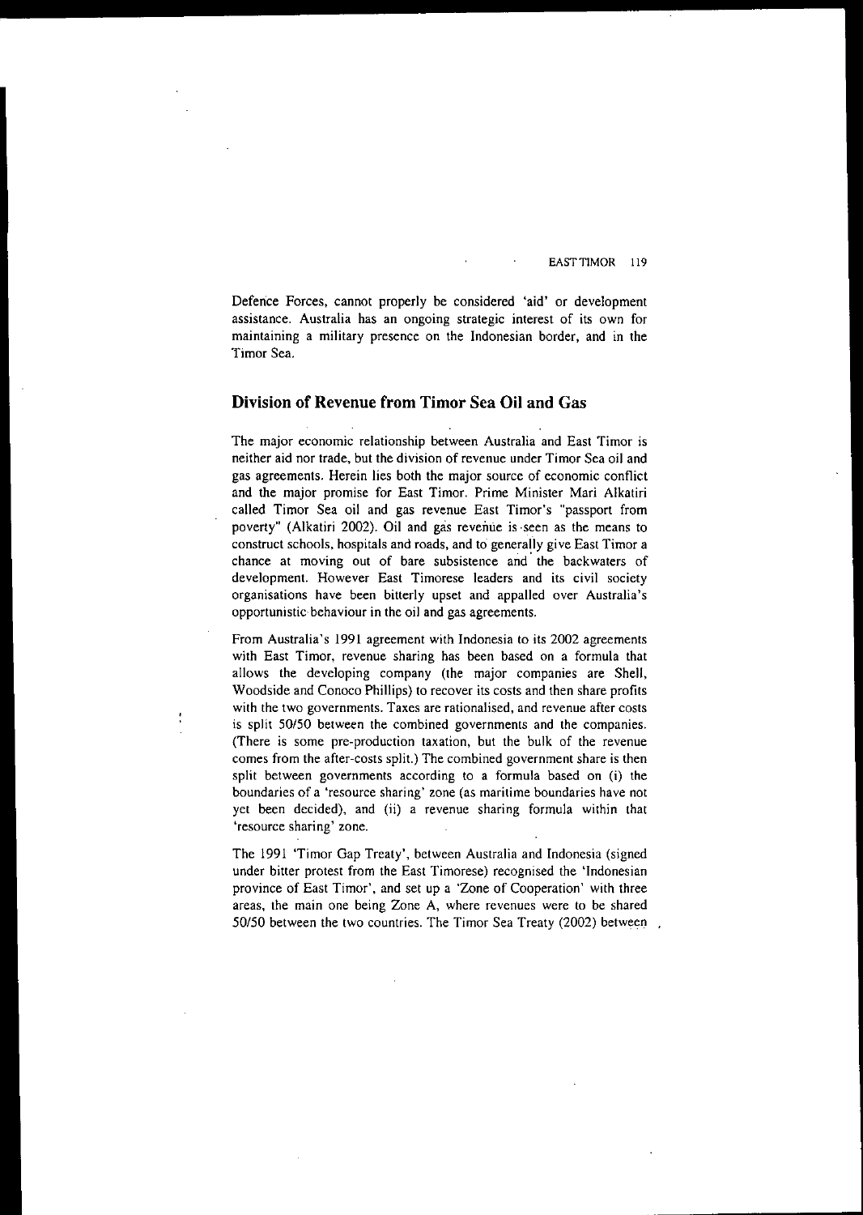Defence Forces, cannot properly be considered 'aid' or development assistance. Australia has an ongoing strategic interest of its own for maintaining a military presence on the Indonesian border, and in the Timor Sea.

## Division of Revenue from Timor Sea Oil and Gas

The major economic relationship between Australia and East Timor is neither aid nor trade, but the division of revenue under Timor Sea oil and gas agreements. Herein lies both the major source of economic conflict and the major promise for East Timor. Prime Minister Mari Alkatiri called Timor Sea oil and gas revenue East Timor's "passport from poverty" (Alkatiri 2002). Oil and gas revenue is seen as the means to construct schools, hospitals and roads, and to generally give East Timor a chance at moving out of bare subsistence and the backwaters of development. However East Timorese leaders and its civil society organisations have been bitterly upset and appalled over Australia's opportunistic behaviour in the oil and gas agreements.

From Australia's 1991 agreement with Indonesia to its 2002 agreements with East Timor, revenue sharing has been based on a formula that allows the developing company (the major companies are Shell, Woodside and Conoco Phillips) to recover its costs and then share profits with the two governments. Taxes are rationalised, and revenue after costs is split 50/50 between the combined governments and the companies. (There is some pre-production taxation, but the bulk of the revenue comes from the after-costs split.) The combined government share is then split between governments according to a formula based on (i) the boundaries of a 'resource sharing' zone (as maritime boundaries have not yet been decided), and (ii) a revenue sharing formula within that 'resource sharing' zone.

The 1991 'Timor Gap Treaty', between Australia and Indonesia (signed under bitter protest from the East Timorese) recognised the 'Indonesian province of East Timor', and set up a 'Zone of Cooperation' with three areas, the main one being Zone A, where revenues were to be shared 50/50 between the two countries. The Timor Sea Treaty (2002) between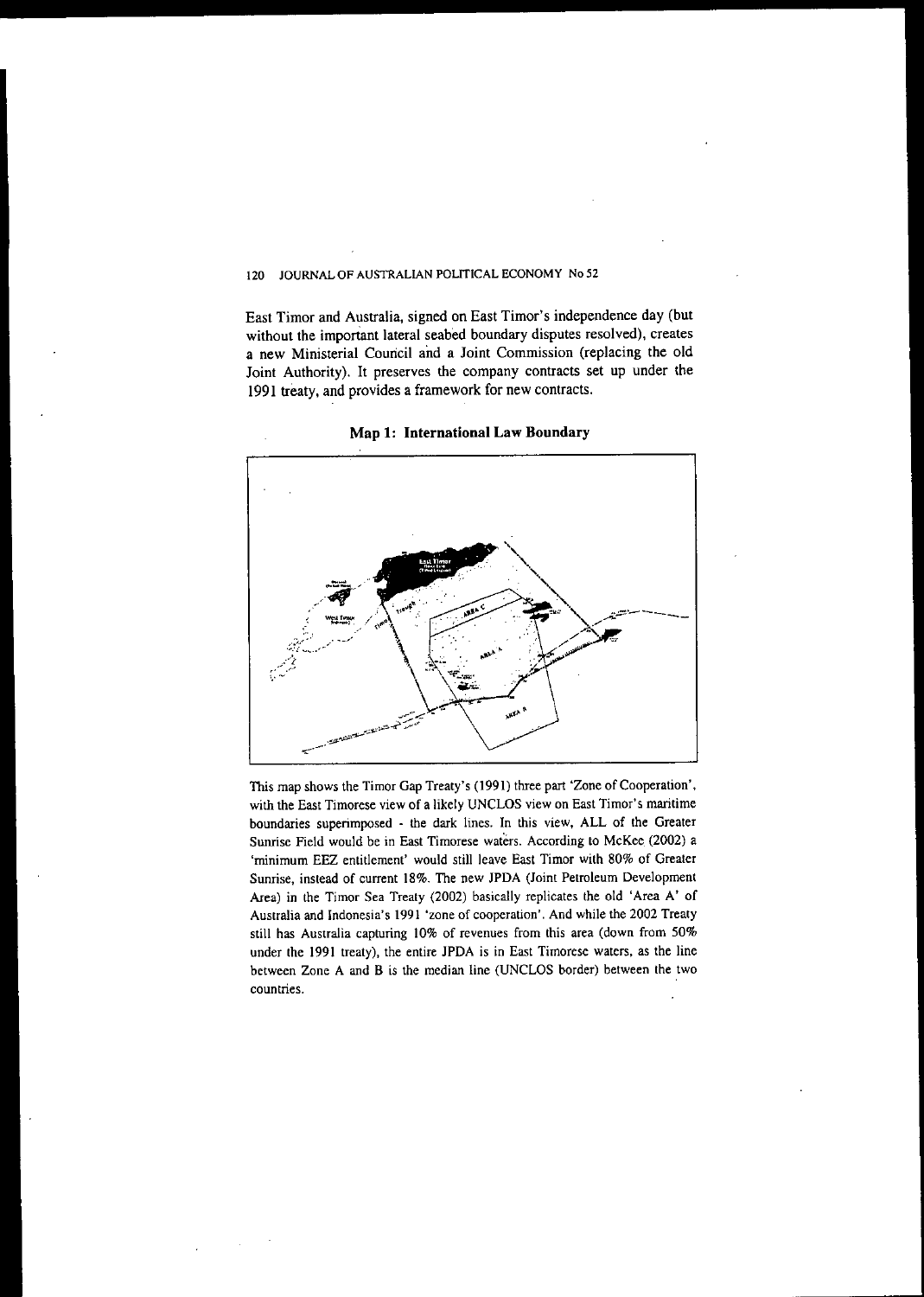East Timor and Australia, signed on East Timor's independence day (but without the important lateral seabed boundary disputes resolved), creates a new Ministerial Council and a Joint Commission (replacing the old Joint Authority). It preserves the company contracts set up under the 1991 treaty, and provides a framework for new contracts.

**Map 1: International Law Boundary**

This map shows the Timor Gap Treaty's (1991) three part 'Zone of Cooperation', with the East Timorese view of a likely UNCLOS view on East Timor's maritime boundaries superimposed - the dark lines. In this view, ALL of the Greater Sunrise Field would be in East Timorese waters. According to McKee (2002) a 'minimum EEZ entitlement' would still leave East Timor with 80% of Greater Sunrise, instead of current 18%. The new JPDA (Joint Petroleum Development Area) in the Timor Sea Treaty (2002) basically replicates the old 'Area A' of Australia and Indonesia's 1991 'zone of cooperation'. And while the 2002 Treaty still has Australia capturing 10% of revenues from this area (down from 50% under the 1991 treaty), the entire JPDA is in East Timorese waters, as the line between Zone A and B is the median line (UNCLOS border) between the two countries.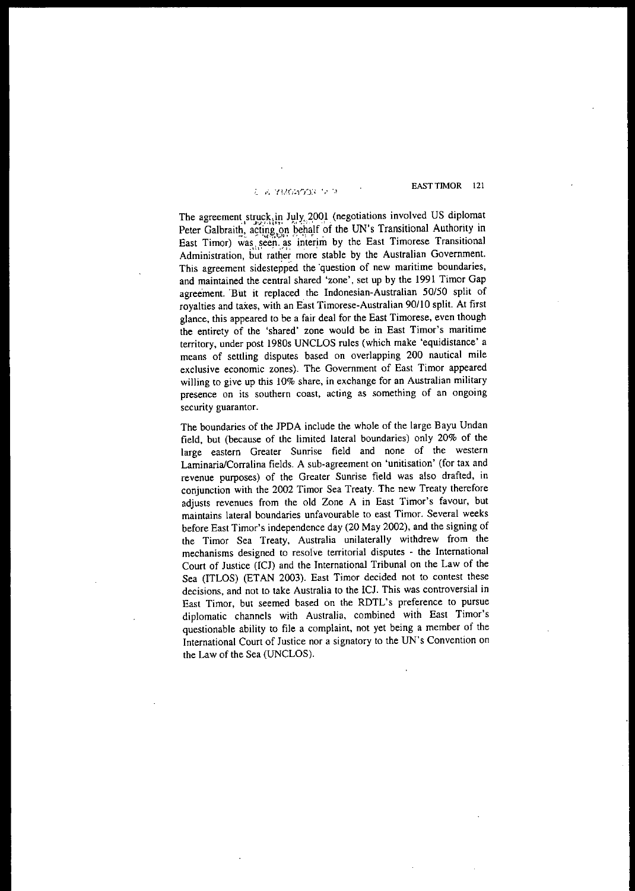The agreement struck in July 2001 (negotiations involved US diplomat Peter Galbraith, acting on behalf of the UN's Transitional Authority in East Timor) was seen as interim by the East Timorese Transitional Administration, but rather more stable by the Australian Government. This agreement sidestepped the question of new maritime boundaries, and maintained the central shared 'zone', set up by the 1991 Timor Gap agreement. But it replaced the Indonesian-Australian 50/50 split of royalties and taxes, with an East Timorese-Australian 90/10 split. At first glance, this appeared to be a fair deal for the East Timorese, even though the entirety of the 'shared' zone would be in East Timor's maritime territory, under post 1980s UNCLOS rules (which make 'equidistance' a means of settling disputes based on overlapping 200 nautical mile exclusive economic zones). The Government of East Timor appeared willing to give up this 10% share, in exchange for an Australian military presence on its southern coast, acting as something of an ongoing security guarantor.

The boundaries of the JPDA include the whole of the large Bayu Undan field, but (because of the limited lateral boundaries) only 20% of the large eastern Greater Sunrise field and none of the western Laminaria/Corralina fields. A sub-agreement on 'unitisation' (for tax and revenue purposes) of the Greater Sunrise field was also drafted, in conjunction with the 2002 Timor Sea Treaty. The new Treaty therefore adjusts revenues from the old Zone A in East Timor's favour, but maintains lateral boundaries unfavourable to east Timor. Several weeks before East Timor's independence day (20 May 2002), and the signing of the Timor Sea Treaty, Australia unilaterally withdrew from the mechanisms designed to resolve territorial disputes - the International Court of Justice (ICJ) and the International Tribunal on the Law of the Sea (ITLOS) (ETAN 2003). East Timor decided not to contest these decisions, and not to take Australia to the ICJ. This was controversial in East Timor, but seemed based on the RDTL's preference to pursue diplomatic channels with Australia, combined with East Timor's questionable ability to file a complaint, not yet being a member of the International Court of Justice nor a signatory to the UN's Convention on the Law of the Sea (UNCLOS).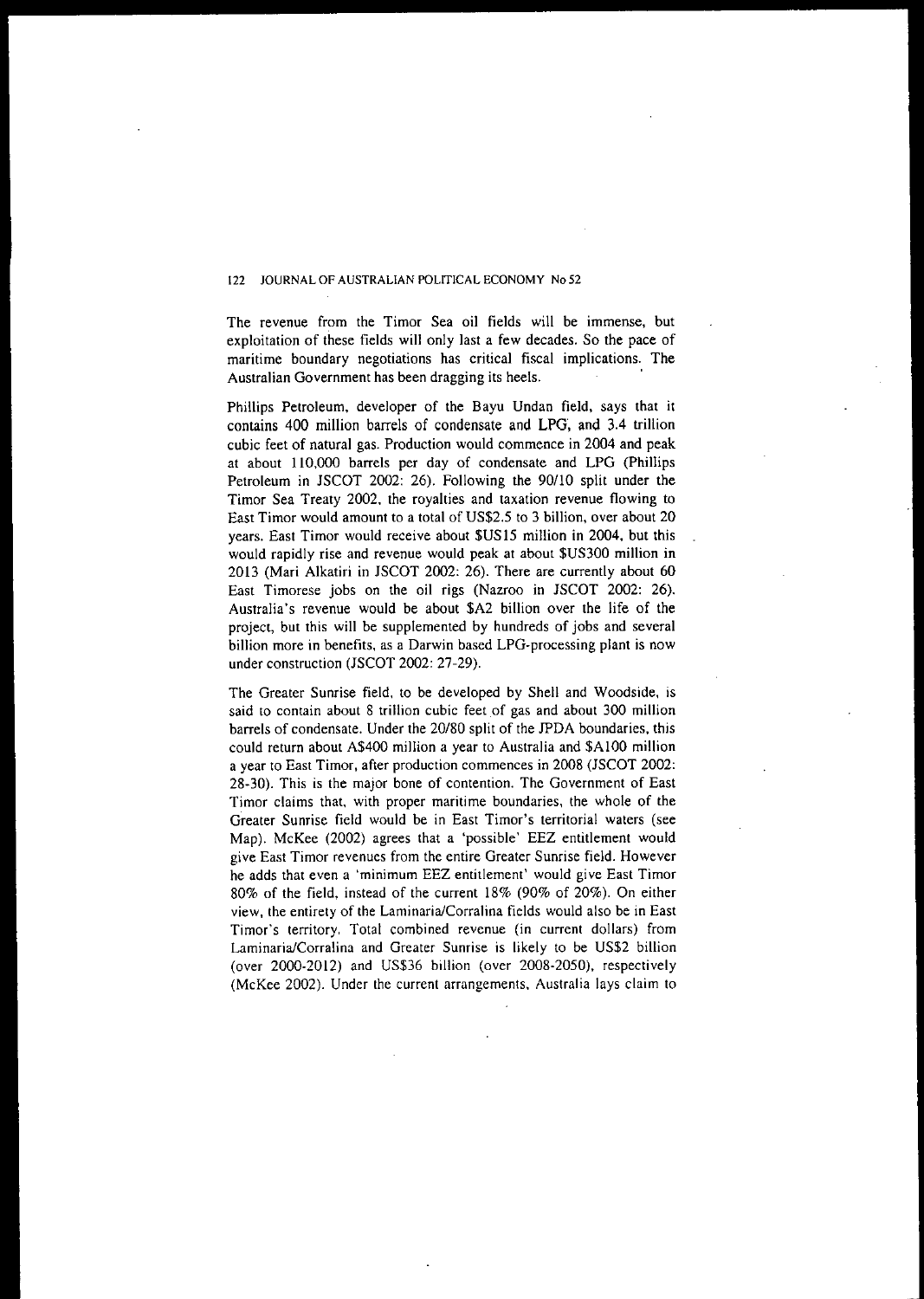The revenue from the Timor Sea oil fields will be immense, but exploitation of these fields will only last a few decades. So the pace of maritime boundary negotiations has critical fiscal implications. The Australian Government has been dragging its heels.

Phillips Petroleum, developer of the Bayu Undan field, says that it contains 400 million barrels of condensate and LPG, and 3.4 trillion cubic feet of natural gas. Production would commence in 2004 and peak at about 110,000 barrels per day of condensate and LPG (Phillips Petroleum in JSCOT 2002: 26). Following the 90/10 split under the Timor Sea Treaty 2002, the royalties and taxation revenue flowing to East Timor would amount to a total of US$2.5 to 3 billion, over about 20 years. East Timor would receive about $US15 million in 2004, but this would rapidly rise and revenue would peak at about $US300 million in 2013 (Mari Alkatiri in JSCOT 2002: 26). There are currently about 60 East Timorese jobs on the oil rigs (Nazroo in JSCOT 2002: 26). Australia's revenue would be about $A2 billion over the life of the project, but this will be supplemented by hundreds of jobs and several billion more in benefits, as a Darwin based LPG-processing plant is now under construction (JSCOT 2002: 27-29).

The Greater Sunrise field, to be developed by Shell and Woodside, is said to contain about 8 trillion cubic feet of gas and about 300 million barrels of condensate. Under the 20/80 split of the JPDA boundaries, this could return about A$400 million a year to Australia and $A100 million a year to East Timor, after production commences in 2008 (JSCOT 2002: 28-30). This is the major bone of contention. The Government of East Timor claims that, with proper maritime boundaries, the whole of the Greater Sunrise field would be in East Timor's territorial waters (see Map). McKee (2002) agrees that a 'possible' EEZ entitlement would give East Timor revenues from the entire Greater Sunrise field. However he adds that even a 'minimum EEZ entitlement' would give East Timor 80% of the field, instead of the current 18% (90% of 20%). On either view, the entirety of the Laminaria/Corralina fields would also be in East Timor's territory. Total combined revenue (in current dollars) from Laminaria/Corralina and Greater Sunrise is likely to be US$2 billion (over 2000-2012) and US$36 billion (over 2008-2050), respectively (McKee 2002). Under the current arrangements, Australia lays claim to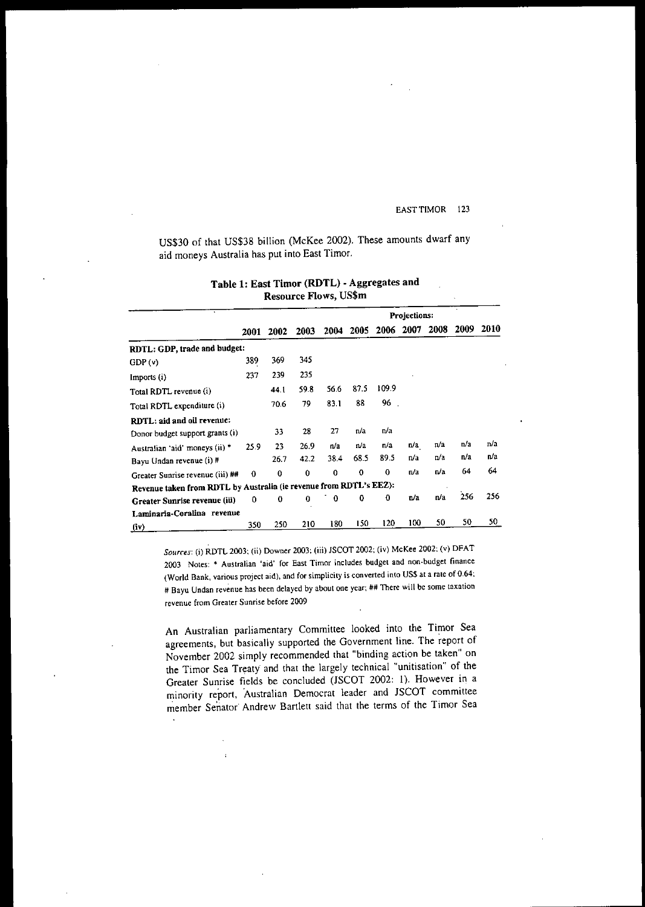US$30 of that US$38 billion (McKee 2002). These amounts dwarf any aid moneys Australia has put into East Timor.

**Table 1: East Timor (RDTL) - Aggregates and Resource Flows, US$m**

| | 2001 | 2002 | 2003 | 2004 | 2005 | 2006 | 2007 | 2008 | 2009 | 2010 |
|---|---|---|---|---|---|---|---|---|---|---|
| | | | | Projections: | | | | | | |
| **RDTL: GDP, trade and budget:** | | | | | | | | | | |
| GDP (v) | 389 | 369 | 345 | | | | | | | |
| Imports (i) | 237 | 239 | 235 | | | | | | | |
| Total RDTL revenue (i) | | 44.1 | 59.8 | 56.6 | 87.5 | 109.9 | | | | |
| Total RDTL expenditure (i) | | 70.6 | 79 | 83.1 | 88 | 96 | | | | |
| **RDTL: aid and oil revenue:** | | | | | | | | | | |
| Donor budget support grants (i) | | 33 | 28 | 27 | n/a | n/a | | | | |
| Australian 'aid' moneys (ii) * | 25.9 | 23 | 26.9 | n/a | n/a | n/a | n/a | n/a | n/a | n/a |
| Bayu Undan revenue (i) # | | 26.7 | 42.2 | 38.4 | 68.5 | 89.5 | n/a | n/a | n/a | n/a |
| Greater Sunrise revenue (iii) ## | 0 | 0 | 0 | 0 | 0 | 0 | n/a | n/a | 64 | 64 |
| **Revenue taken from RDTL by Australia (ie revenue from RDTL's EEZ):** | | | | | | | | | | |
| **Greater Sunrise revenue (iii)** | 0 | 0 | 0 | 0 | 0 | 0 | n/a | n/a | 256 | 256 |
| **Laminaria-Coralina revenue (iv)** | 350 | 250 | 210 | 180 | 150 | 120 | 100 | 50 | 50 | 50 |

*Sources*: (i) RDTL 2003; (ii) Downer 2003; (iii) JSCOT 2002; (iv) McKee 2002; (v) DFAT 2003 Notes: * Australian 'aid' for East Timor includes budget and non-budget finance (World Bank, various project aid), and for simplicity is converted into US$ at a rate of 0.64; # Bayu Undan revenue has been delayed by about one year; ## There will be some taxation revenue from Greater Sunrise before 2009

An Australian parliamentary Committee looked into the Timor Sea agreements, but basically supported the Government line. The report of November 2002 simply recommended that "binding action be taken" on the Timor Sea Treaty and that the largely technical "unitisation" of the Greater Sunrise fields be concluded (JSCOT 2002: 1). However in a minority report, Australian Democrat leader and JSCOT committee member Senator Andrew Bartlett said that the terms of the Timor Sea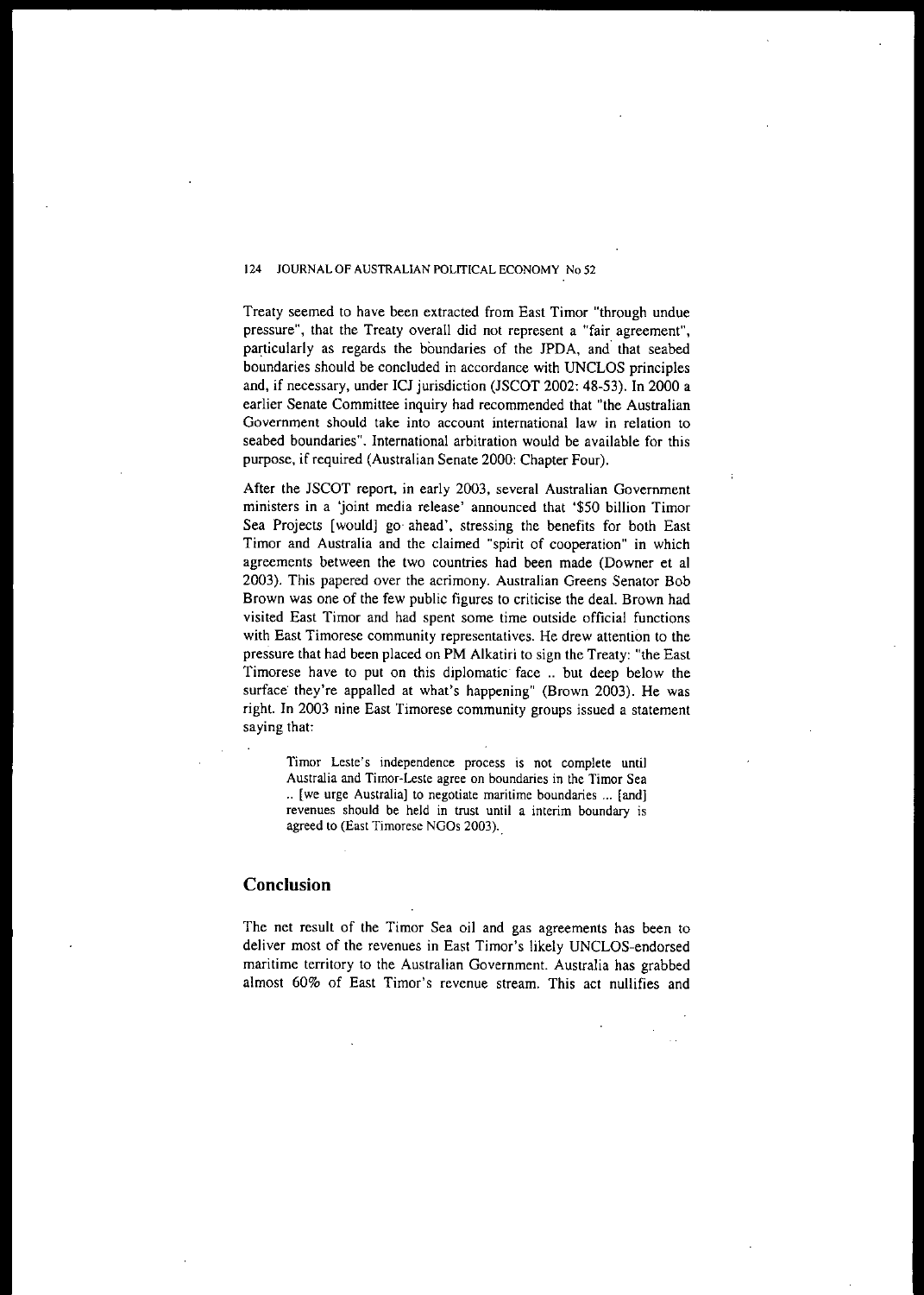Treaty seemed to have been extracted from East Timor "through undue pressure", that the Treaty overall did not represent a "fair agreement", particularly as regards the boundaries of the JPDA, and that seabed boundaries should be concluded in accordance with UNCLOS principles and, if necessary, under ICJ jurisdiction (JSCOT 2002: 48-53). In 2000 a earlier Senate Committee inquiry had recommended that "the Australian Government should take into account international law in relation to seabed boundaries". International arbitration would be available for this purpose, if required (Australian Senate 2000: Chapter Four).

After the JSCOT report, in early 2003, several Australian Government ministers in a 'joint media release' announced that '$50 billion Timor Sea Projects [would] go ahead', stressing the benefits for both East Timor and Australia and the claimed "spirit of cooperation" in which agreements between the two countries had been made (Downer et al 2003). This papered over the acrimony. Australian Greens Senator Bob Brown was one of the few public figures to criticise the deal. Brown had visited East Timor and had spent some time outside official functions with East Timorese community representatives. He drew attention to the pressure that had been placed on PM Alkatiri to sign the Treaty: "the East Timorese have to put on this diplomatic face .. but deep below the surface they're appalled at what's happening" (Brown 2003). He was right. In 2003 nine East Timorese community groups issued a statement saying that:

> Timor Leste's independence process is not complete until Australia and Timor-Leste agree on boundaries in the Timor Sea .. [we urge Australia] to negotiate maritime boundaries ... [and] revenues should be held in trust until a interim boundary is agreed to (East Timorese NGOs 2003).

## Conclusion

The net result of the Timor Sea oil and gas agreements has been to deliver most of the revenues in East Timor's likely UNCLOS-endorsed maritime territory to the Australian Government. Australia has grabbed almost 60% of East Timor's revenue stream. This act nullifies and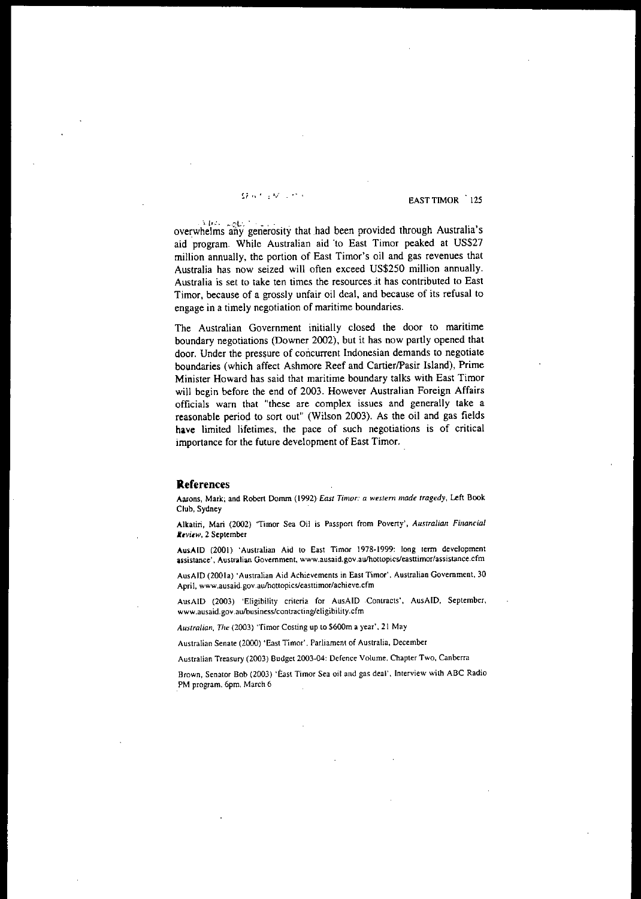overwhelms any generosity that had been provided through Australia's aid program. While Australian aid to East Timor peaked at US$27 million annually, the portion of East Timor's oil and gas revenues that Australia has now seized will often exceed US$250 million annually. Australia is set to take ten times the resources it has contributed to East Timor, because of a grossly unfair oil deal, and because of its refusal to engage in a timely negotiation of maritime boundaries.

The Australian Government initially closed the door to maritime boundary negotiations (Downer 2002), but it has now partly opened that door. Under the pressure of concurrent Indonesian demands to negotiate boundaries (which affect Ashmore Reef and Cartier/Pasir Island), Prime Minister Howard has said that maritime boundary talks with East Timor will begin before the end of 2003. However Australian Foreign Affairs officials warn that "these are complex issues and generally take a reasonable period to sort out" (Wilson 2003). As the oil and gas fields have limited lifetimes, the pace of such negotiations is of critical importance for the future development of East Timor.

## References

Aarons, Mark; and Robert Domm (1992) *East Timor: a western made tragedy*, Left Book Club, Sydney

Alkatiri, Mari (2002) 'Timor Sea Oil is Passport from Poverty', *Australian Financial Review*, 2 September

AusAID (2001) 'Australian Aid to East Timor 1978-1999: long term development assistance', Australian Government, www.ausaid.gov.au/hottopics/easttimor/assistance.cfm

AusAID (2001a) 'Australian Aid Achievements in East Timor', Australian Government, 30 April, www.ausaid.gov.au/hottopics/easttimor/achieve.cfm

AusAID (2003) 'Eligibility criteria for AusAID Contracts', AusAID, September, www.ausaid.gov.au/business/contracting/eligibility.cfm

*Australian, The* (2003) 'Timor Costing up to $600m a year', 21 May

Australian Senate (2000) 'East Timor', Parliament of Australia, December

Australian Treasury (2003) Budget 2003-04: Defence Volume, Chapter Two, Canberra

Brown, Senator Bob (2003) 'East Timor Sea oil and gas deal', Interview with ABC Radio PM program, 6pm, March 6